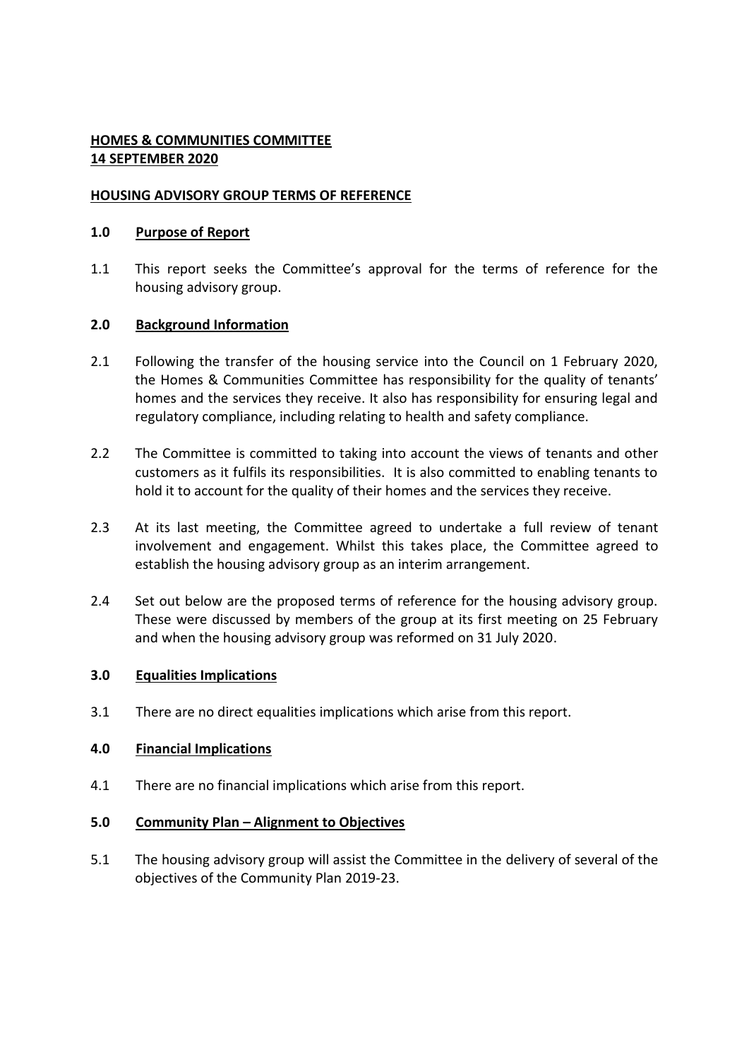**HOMES & COMMUNITIES COMMITTEE**
**14 SEPTEMBER 2020**

**HOUSING ADVISORY GROUP TERMS OF REFERENCE**

## 1.0 Purpose of Report

1.1 This report seeks the Committee's approval for the terms of reference for the housing advisory group.

## 2.0 Background Information

2.1 Following the transfer of the housing service into the Council on 1 February 2020, the Homes & Communities Committee has responsibility for the quality of tenants' homes and the services they receive. It also has responsibility for ensuring legal and regulatory compliance, including relating to health and safety compliance.

2.2 The Committee is committed to taking into account the views of tenants and other customers as it fulfils its responsibilities. It is also committed to enabling tenants to hold it to account for the quality of their homes and the services they receive.

2.3 At its last meeting, the Committee agreed to undertake a full review of tenant involvement and engagement. Whilst this takes place, the Committee agreed to establish the housing advisory group as an interim arrangement.

2.4 Set out below are the proposed terms of reference for the housing advisory group. These were discussed by members of the group at its first meeting on 25 February and when the housing advisory group was reformed on 31 July 2020.

## 3.0 Equalities Implications

3.1 There are no direct equalities implications which arise from this report.

## 4.0 Financial Implications

4.1 There are no financial implications which arise from this report.

## 5.0 Community Plan – Alignment to Objectives

5.1 The housing advisory group will assist the Committee in the delivery of several of the objectives of the Community Plan 2019-23.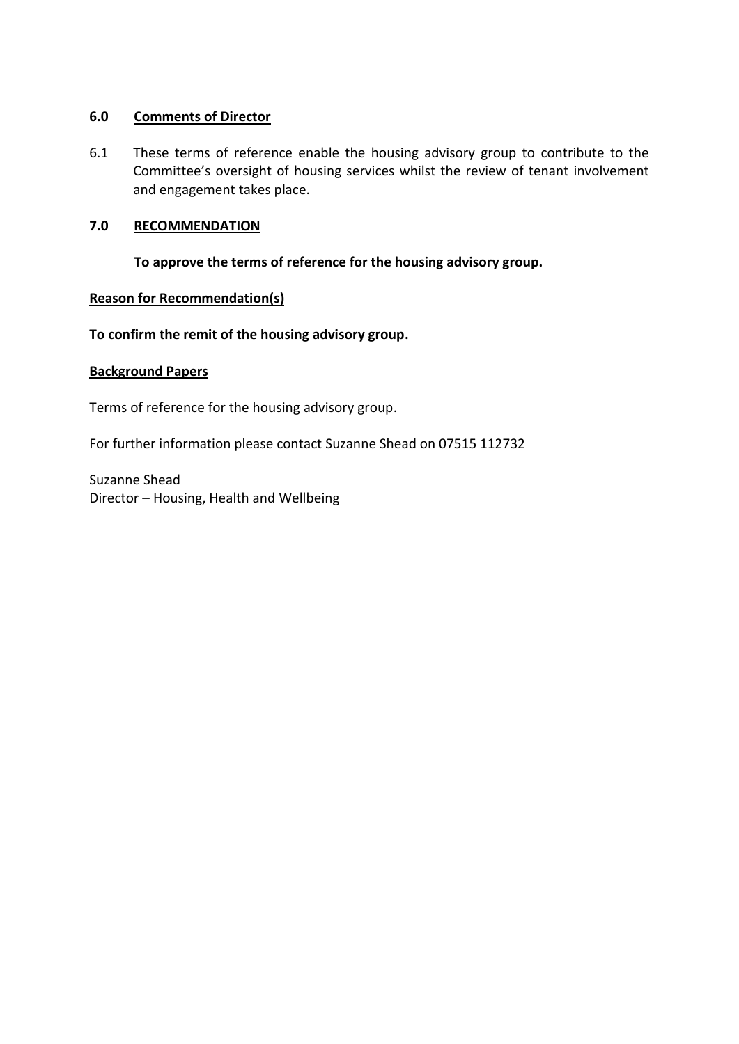## 6.0 Comments of Director

6.1 These terms of reference enable the housing advisory group to contribute to the Committee's oversight of housing services whilst the review of tenant involvement and engagement takes place.

## 7.0 RECOMMENDATION

**To approve the terms of reference for the housing advisory group.**

**Reason for Recommendation(s)**

**To confirm the remit of the housing advisory group.**

**Background Papers**

Terms of reference for the housing advisory group.

For further information please contact Suzanne Shead on 07515 112732

Suzanne Shead
Director – Housing, Health and Wellbeing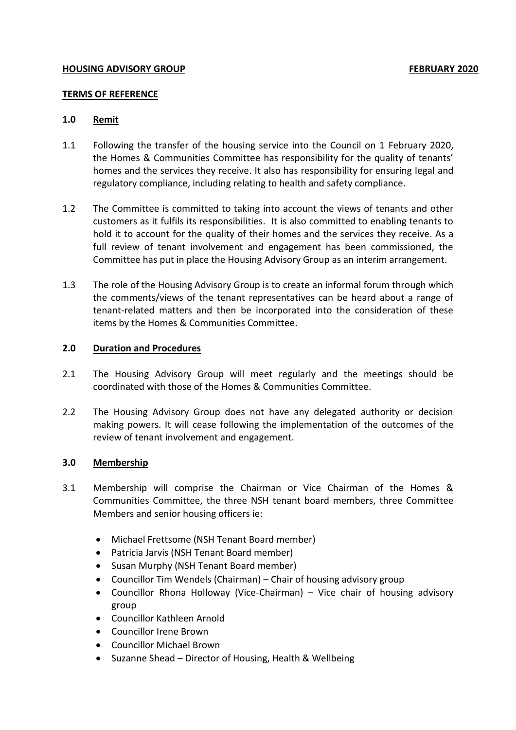**HOUSING ADVISORY GROUP** **FEBRUARY 2020**

**TERMS OF REFERENCE**

## 1.0 Remit

1.1 Following the transfer of the housing service into the Council on 1 February 2020, the Homes & Communities Committee has responsibility for the quality of tenants' homes and the services they receive. It also has responsibility for ensuring legal and regulatory compliance, including relating to health and safety compliance.

1.2 The Committee is committed to taking into account the views of tenants and other customers as it fulfils its responsibilities. It is also committed to enabling tenants to hold it to account for the quality of their homes and the services they receive. As a full review of tenant involvement and engagement has been commissioned, the Committee has put in place the Housing Advisory Group as an interim arrangement.

1.3 The role of the Housing Advisory Group is to create an informal forum through which the comments/views of the tenant representatives can be heard about a range of tenant-related matters and then be incorporated into the consideration of these items by the Homes & Communities Committee.

## 2.0 Duration and Procedures

2.1 The Housing Advisory Group will meet regularly and the meetings should be coordinated with those of the Homes & Communities Committee.

2.2 The Housing Advisory Group does not have any delegated authority or decision making powers. It will cease following the implementation of the outcomes of the review of tenant involvement and engagement.

## 3.0 Membership

3.1 Membership will comprise the Chairman or Vice Chairman of the Homes & Communities Committee, the three NSH tenant board members, three Committee Members and senior housing officers ie:

- Michael Frettsome (NSH Tenant Board member)
- Patricia Jarvis (NSH Tenant Board member)
- Susan Murphy (NSH Tenant Board member)
- Councillor Tim Wendels (Chairman) – Chair of housing advisory group
- Councillor Rhona Holloway (Vice-Chairman) – Vice chair of housing advisory group
- Councillor Kathleen Arnold
- Councillor Irene Brown
- Councillor Michael Brown
- Suzanne Shead – Director of Housing, Health & Wellbeing